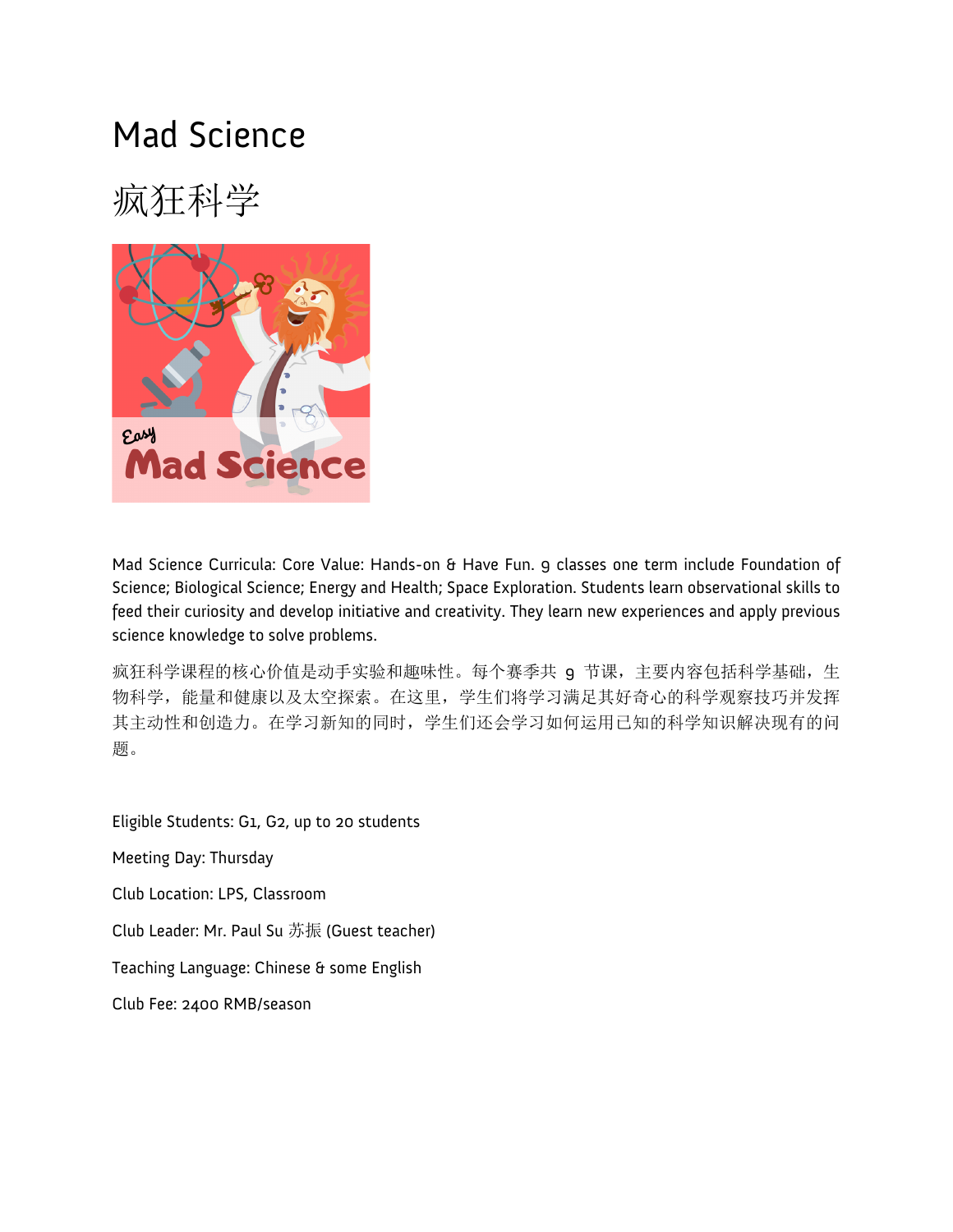# Mad Science

# 疯狂科学

Mad Science Curricula: Core Value: Hands-on & Have Fun. 9 classes one term include Foundation of Science; Biological Science; Energy and Health; Space Exploration. Students learn observational skills to feed their curiosity and develop initiative and creativity. They learn new experiences and apply previous science knowledge to solve problems.

疯狂科学课程的核心价值是动手实验和趣味性。每个赛季共 9 节课，主要内容包括科学基础，生物科学，能量和健康以及太空探索。在这里，学生们将学习满足其好奇心的科学观察技巧并发挥其主动性和创造力。在学习新知的同时，学生们还会学习如何运用已知的科学知识解决现有的问题。

Eligible Students: G1, G2, up to 20 students

Meeting Day: Thursday

Club Location: LPS, Classroom

Club Leader: Mr. Paul Su 苏振 (Guest teacher)

Teaching Language: Chinese & some English

Club Fee: 2400 RMB/season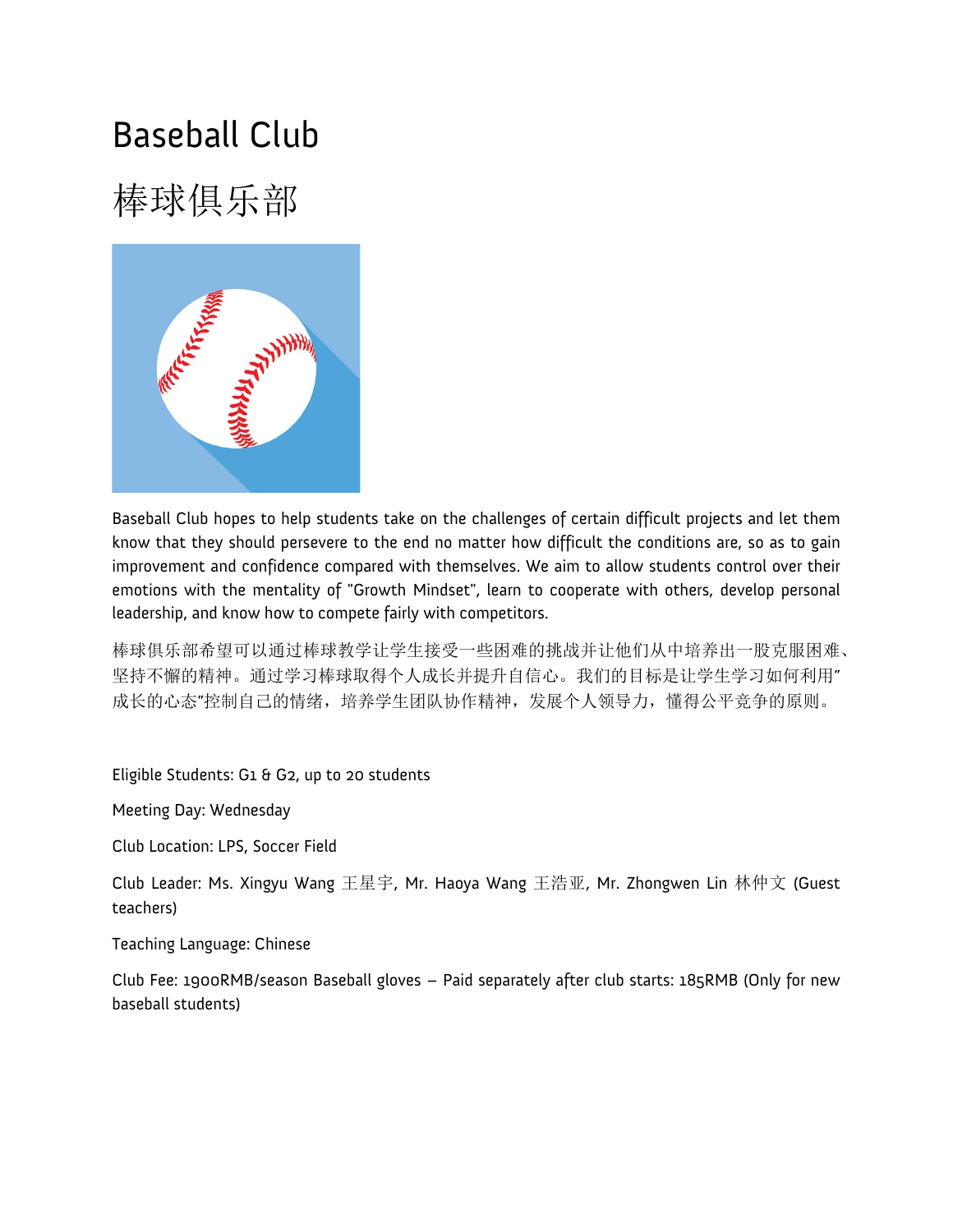# Baseball Club

# 棒球俱乐部

Baseball Club hopes to help students take on the challenges of certain difficult projects and let them know that they should persevere to the end no matter how difficult the conditions are, so as to gain improvement and confidence compared with themselves. We aim to allow students control over their emotions with the mentality of "Growth Mindset", learn to cooperate with others, develop personal leadership, and know how to compete fairly with competitors.

棒球俱乐部希望可以通过棒球教学让学生接受一些困难的挑战并让他们从中培养出一股克服困难、坚持不懈的精神。通过学习棒球取得个人成长并提升自信心。我们的目标是让学生学习如何利用"成长的心态"控制自己的情绪，培养学生团队协作精神，发展个人领导力，懂得公平竞争的原则。

Eligible Students: G1 & G2, up to 20 students

Meeting Day: Wednesday

Club Location: LPS, Soccer Field

Club Leader: Ms. Xingyu Wang 王星宇, Mr. Haoya Wang 王浩亚, Mr. Zhongwen Lin 林仲文 (Guest teachers)

Teaching Language: Chinese

Club Fee: 1900RMB/season Baseball gloves – Paid separately after club starts: 185RMB (Only for new baseball students)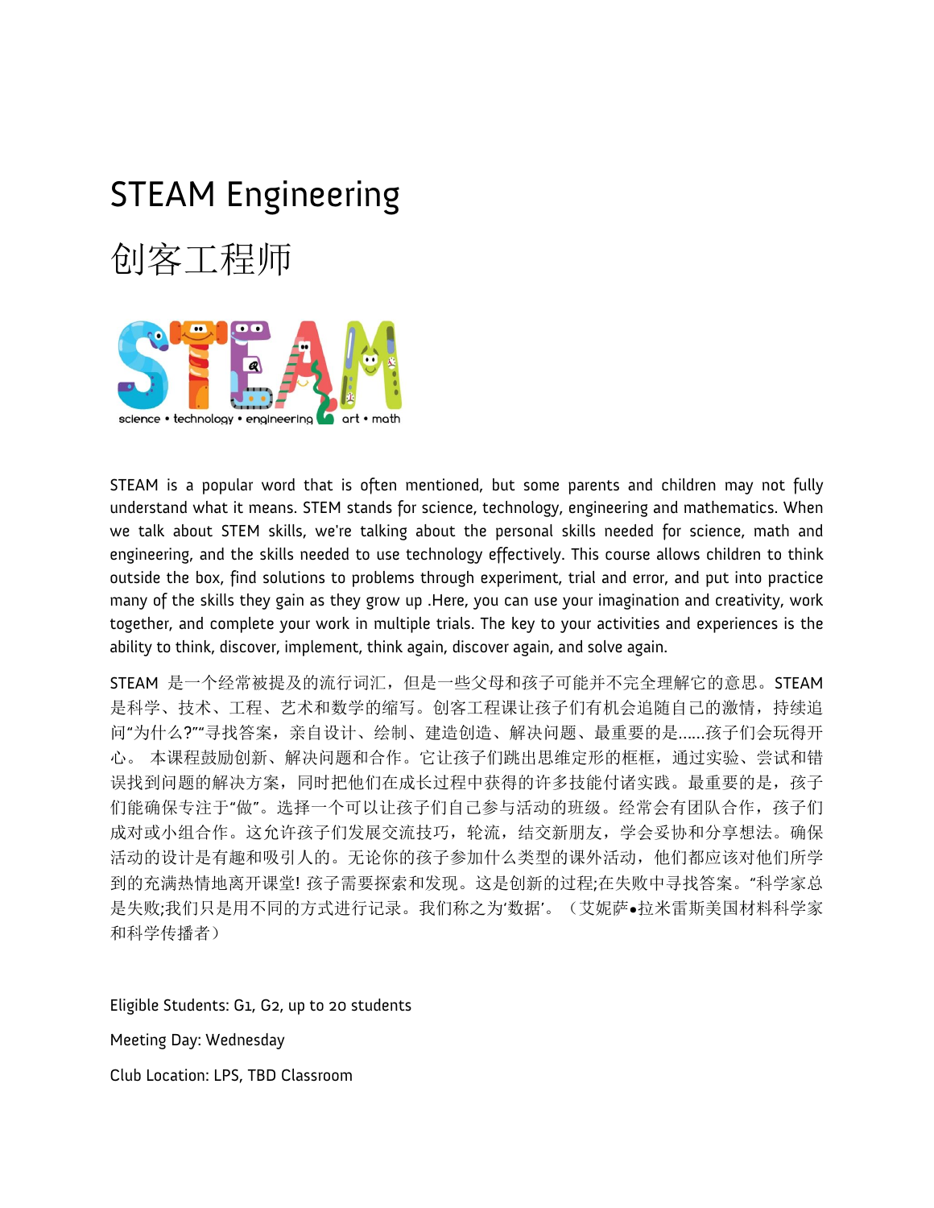# STEAM Engineering

# 创客工程师

STEAM is a popular word that is often mentioned, but some parents and children may not fully understand what it means. STEM stands for science, technology, engineering and mathematics. When we talk about STEM skills, we're talking about the personal skills needed for science, math and engineering, and the skills needed to use technology effectively. This course allows children to think outside the box, find solutions to problems through experiment, trial and error, and put into practice many of the skills they gain as they grow up .Here, you can use your imagination and creativity, work together, and complete your work in multiple trials. The key to your activities and experiences is the ability to think, discover, implement, think again, discover again, and solve again.

STEAM 是一个经常被提及的流行词汇，但是一些父母和孩子可能并不完全理解它的意思。STEAM 是科学、技术、工程、艺术和数学的缩写。创客工程课让孩子们有机会追随自己的激情，持续追问"为什么?""寻找答案，亲自设计、绘制、建造创造、解决问题、最重要的是......孩子们会玩得开心。 本课程鼓励创新、解决问题和合作。它让孩子们跳出思维定形的框框，通过实验、尝试和错误找到问题的解决方案，同时把他们在成长过程中获得的许多技能付诸实践。最重要的是，孩子们能确保专注于"做"。选择一个可以让孩子们自己参与活动的班级。经常会有团队合作，孩子们成对或小组合作。这允许孩子们发展交流技巧，轮流，结交新朋友，学会妥协和分享想法。确保活动的设计是有趣和吸引人的。无论你的孩子参加什么类型的课外活动，他们都应该对他们所学到的充满热情地离开课堂! 孩子需要探索和发现。这是创新的过程;在失败中寻找答案。"科学家总是失败;我们只是用不同的方式进行记录。我们称之为'数据'。（艾妮萨•拉米雷斯美国材料科学家和科学传播者）

Eligible Students: G1, G2, up to 20 students

Meeting Day: Wednesday

Club Location: LPS, TBD Classroom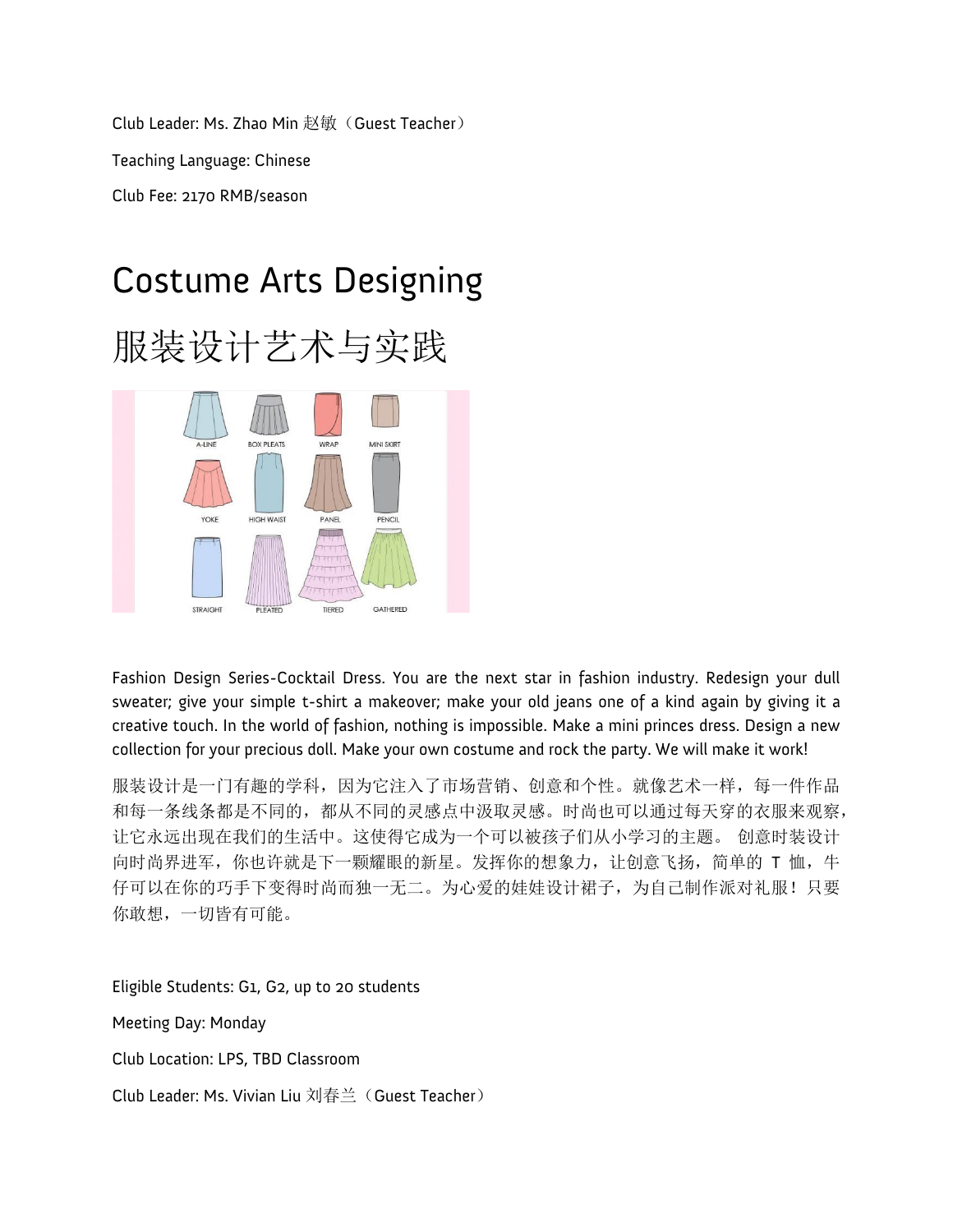Club Leader: Ms. Zhao Min 赵敏（Guest Teacher）

Teaching Language: Chinese

Club Fee: 2170 RMB/season

# Costume Arts Designing

# 服装设计艺术与实践

Fashion Design Series-Cocktail Dress. You are the next star in fashion industry. Redesign your dull sweater; give your simple t-shirt a makeover; make your old jeans one of a kind again by giving it a creative touch. In the world of fashion, nothing is impossible. Make a mini princes dress. Design a new collection for your precious doll. Make your own costume and rock the party. We will make it work!

服装设计是一门有趣的学科，因为它注入了市场营销、创意和个性。就像艺术一样，每一件作品和每一条线条都是不同的，都从不同的灵感点中汲取灵感。时尚也可以通过每天穿的衣服来观察，让它永远出现在我们的生活中。这使得它成为一个可以被孩子们从小学习的主题。 创意时装设计向时尚界进军，你也许就是下一颗耀眼的新星。发挥你的想象力，让创意飞扬，简单的 T 恤，牛仔可以在你的巧手下变得时尚而独一无二。为心爱的娃娃设计裙子，为自己制作派对礼服！只要你敢想，一切皆有可能。

Eligible Students: G1, G2, up to 20 students

Meeting Day: Monday

Club Location: LPS, TBD Classroom

Club Leader: Ms. Vivian Liu 刘春兰（Guest Teacher）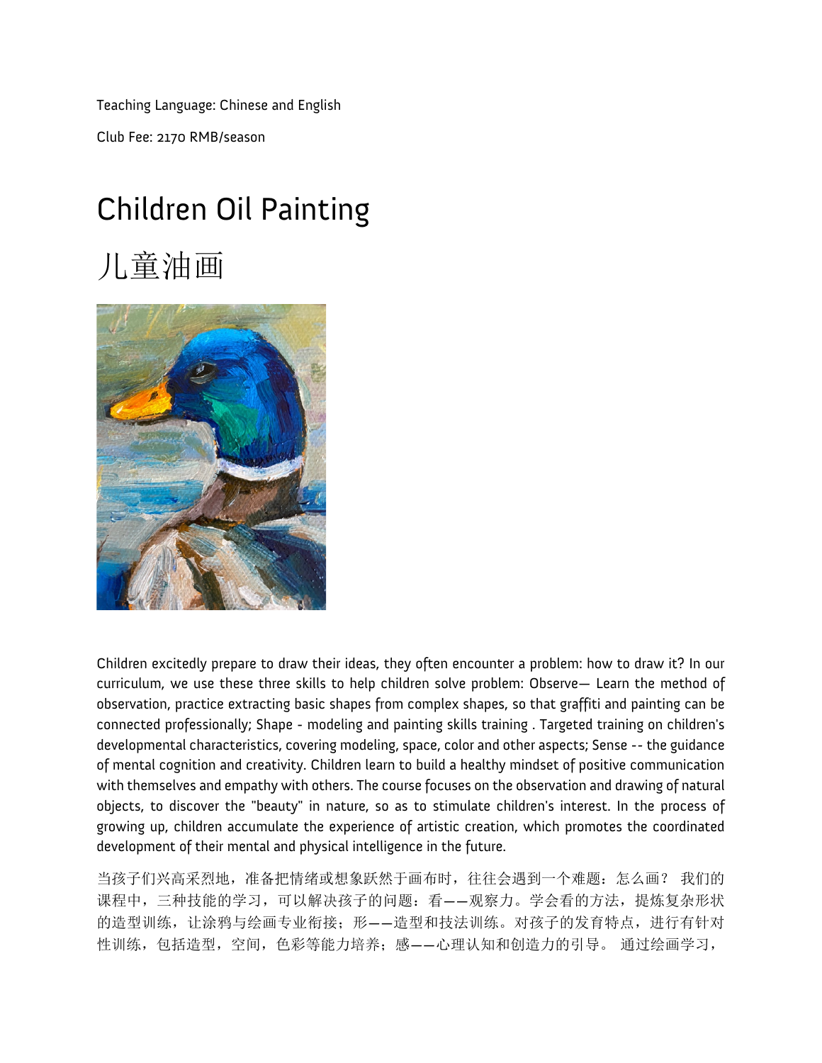Teaching Language: Chinese and English

Club Fee: 2170 RMB/season

# Children Oil Painting

# 儿童油画

Children excitedly prepare to draw their ideas, they often encounter a problem: how to draw it? In our curriculum, we use these three skills to help children solve problem: Observe— Learn the method of observation, practice extracting basic shapes from complex shapes, so that graffiti and painting can be connected professionally; Shape - modeling and painting skills training . Targeted training on children's developmental characteristics, covering modeling, space, color and other aspects; Sense -- the guidance of mental cognition and creativity. Children learn to build a healthy mindset of positive communication with themselves and empathy with others. The course focuses on the observation and drawing of natural objects, to discover the "beauty" in nature, so as to stimulate children's interest. In the process of growing up, children accumulate the experience of artistic creation, which promotes the coordinated development of their mental and physical intelligence in the future.

当孩子们兴高采烈地，准备把情绪或想象跃然于画布时，往往会遇到一个难题：怎么画？ 我们的课程中，三种技能的学习，可以解决孩子的问题：看——观察力。学会看的方法，提炼复杂形状的造型训练，让涂鸦与绘画专业衔接；形——造型和技法训练。对孩子的发育特点，进行有针对性训练，包括造型，空间，色彩等能力培养；感——心理认知和创造力的引导。 通过绘画学习，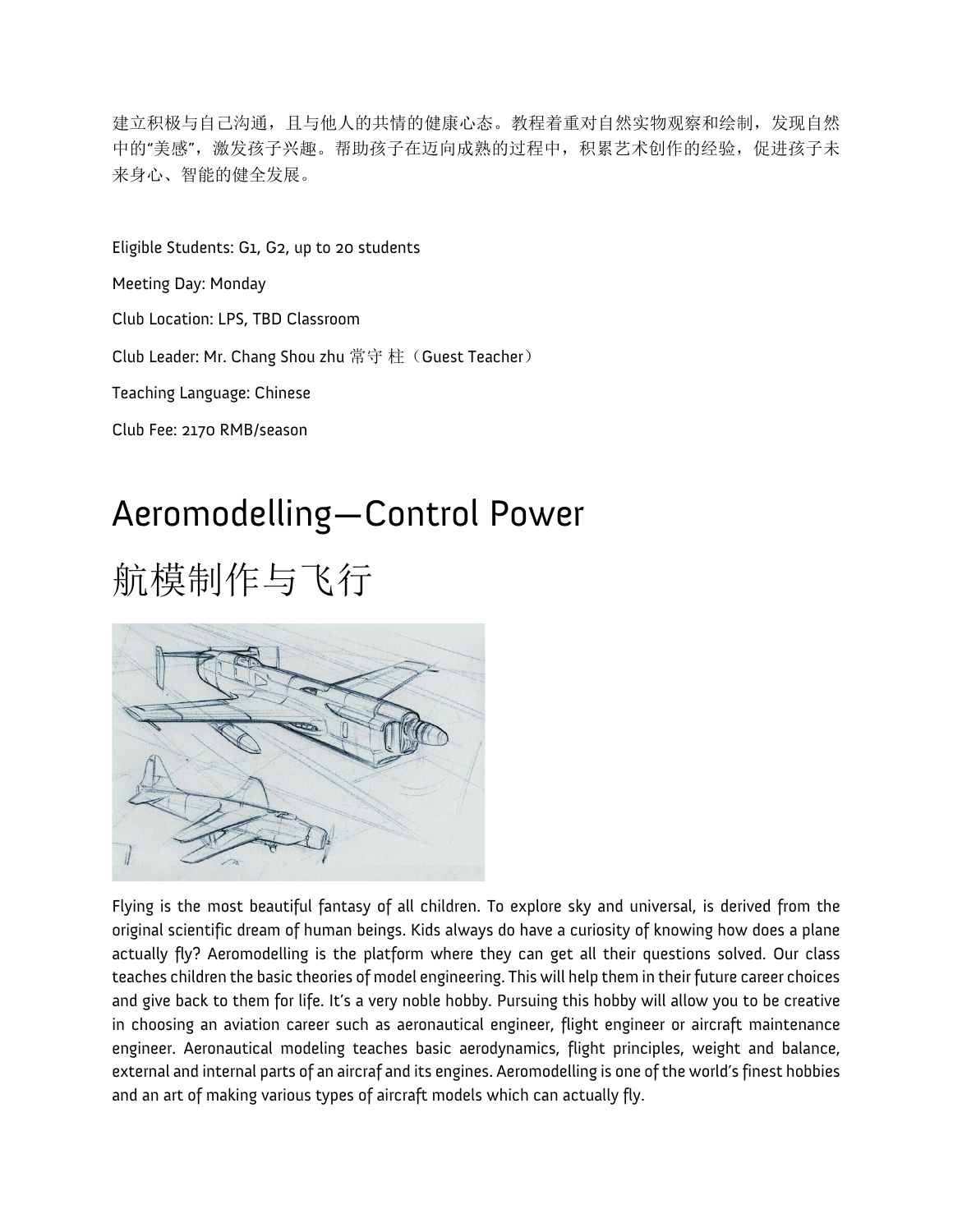建立积极与自己沟通，且与他人的共情的健康心态。教程着重对自然实物观察和绘制，发现自然中的"美感"，激发孩子兴趣。帮助孩子在迈向成熟的过程中，积累艺术创作的经验，促进孩子未来身心、智能的健全发展。

Eligible Students: G1, G2, up to 20 students

Meeting Day: Monday

Club Location: LPS, TBD Classroom

Club Leader: Mr. Chang Shou zhu 常守 柱（Guest Teacher）

Teaching Language: Chinese

Club Fee: 2170 RMB/season

# Aeromodelling—Control Power

# 航模制作与飞行

Flying is the most beautiful fantasy of all children. To explore sky and universal, is derived from the original scientific dream of human beings. Kids always do have a curiosity of knowing how does a plane actually fly? Aeromodelling is the platform where they can get all their questions solved. Our class teaches children the basic theories of model engineering. This will help them in their future career choices and give back to them for life. It's a very noble hobby. Pursuing this hobby will allow you to be creative in choosing an aviation career such as aeronautical engineer, flight engineer or aircraft maintenance engineer. Aeronautical modeling teaches basic aerodynamics, flight principles, weight and balance, external and internal parts of an aircraf and its engines. Aeromodelling is one of the world's finest hobbies and an art of making various types of aircraft models which can actually fly.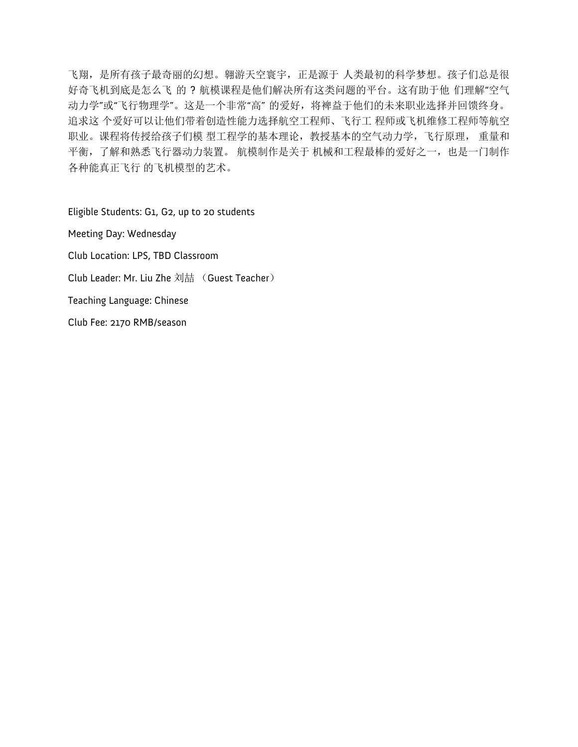飞翔，是所有孩子最奇丽的幻想。翱游天空寰宇，正是源于 人类最初的科学梦想。孩子们总是很好奇飞机到底是怎么飞 的 ？航模课程是他们解决所有这类问题的平台。这有助于他 们理解"空气动力学"或"飞行物理学"。这是一个非常"高" 的爱好，将裨益于他们的未来职业选择并回馈终身。追求这 个爱好可以让他们带着创造性能力选择航空工程师、飞行工 程师或飞机维修工程师等航空职业。课程将传授给孩子们模 型工程学的基本理论，教授基本的空气动力学，飞行原理， 重量和平衡，了解和熟悉飞行器动力装置。 航模制作是关于 机械和工程最棒的爱好之一，也是一门制作各种能真正飞行 的飞机模型的艺术。

Eligible Students: G1, G2, up to 20 students

Meeting Day: Wednesday

Club Location: LPS, TBD Classroom

Club Leader: Mr. Liu Zhe 刘喆 （Guest Teacher）

Teaching Language: Chinese

Club Fee: 2170 RMB/season